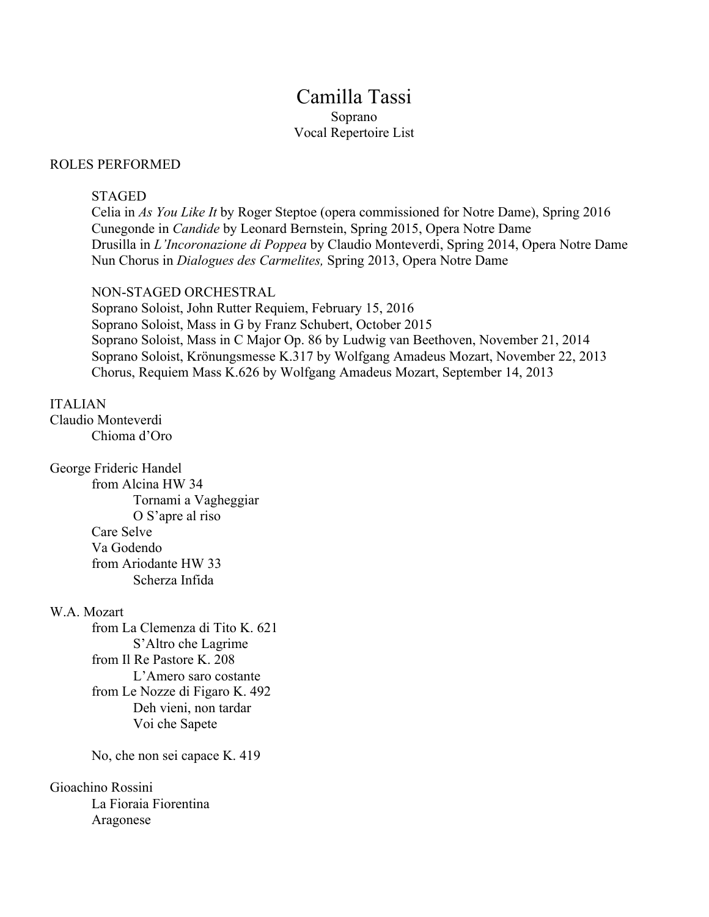# Camilla Tassi

Soprano

Vocal Repertoire List

## ROLES PERFORMED

### STAGED

Celia in *As You Like It* by Roger Steptoe (opera commissioned for Notre Dame), Spring 2016
Cunegonde in *Candide* by Leonard Bernstein, Spring 2015, Opera Notre Dame
Drusilla in *L'Incoronazione di Poppea* by Claudio Monteverdi, Spring 2014, Opera Notre Dame
Nun Chorus in *Dialogues des Carmelites,* Spring 2013, Opera Notre Dame

### NON-STAGED ORCHESTRAL

Soprano Soloist, John Rutter Requiem, February 15, 2016
Soprano Soloist, Mass in G by Franz Schubert, October 2015
Soprano Soloist, Mass in C Major Op. 86 by Ludwig van Beethoven, November 21, 2014
Soprano Soloist, Krönungsmesse K.317 by Wolfgang Amadeus Mozart, November 22, 2013
Chorus, Requiem Mass K.626 by Wolfgang Amadeus Mozart, September 14, 2013

## ITALIAN

Claudio Monteverdi
- Chioma d'Oro

George Frideric Handel
- from Alcina HW 34
  - Tornami a Vagheggiar
  - O S'apre al riso
- Care Selve
- Va Godendo
- from Ariodante HW 33
  - Scherza Infida

W.A. Mozart
- from La Clemenza di Tito K. 621
  - S'Altro che Lagrime
- from Il Re Pastore K. 208
  - L'Amero saro costante
- from Le Nozze di Figaro K. 492
  - Deh vieni, non tardar
  - Voi che Sapete
- No, che non sei capace K. 419

Gioachino Rossini
- La Fioraia Fiorentina
- Aragonese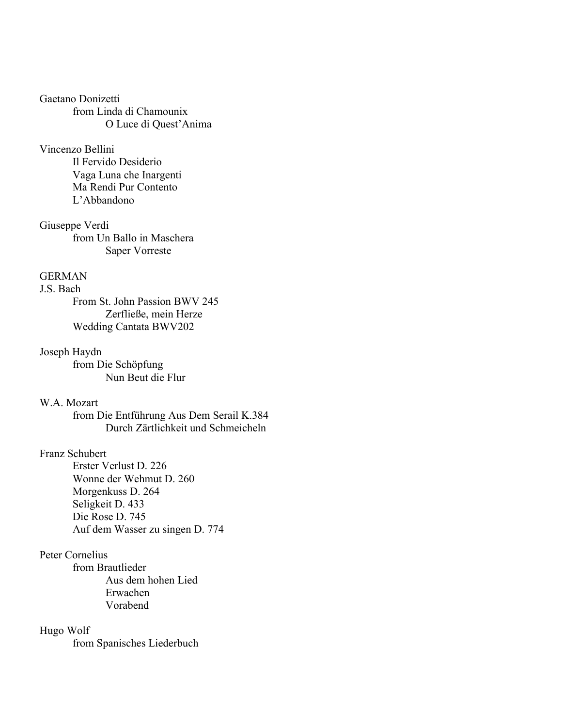Gaetano Donizetti
- from Linda di Chamounix
  - O Luce di Quest'Anima

Vincenzo Bellini
- Il Fervido Desiderio
- Vaga Luna che Inargenti
- Ma Rendi Pur Contento
- L'Abbandono

Giuseppe Verdi
- from Un Ballo in Maschera
  - Saper Vorreste

## GERMAN

J.S. Bach
- From St. John Passion BWV 245
  - Zerfließe, mein Herze
- Wedding Cantata BWV202

Joseph Haydn
- from Die Schöpfung
  - Nun Beut die Flur

W.A. Mozart
- from Die Entführung Aus Dem Serail K.384
  - Durch Zärtlichkeit und Schmeicheln

Franz Schubert
- Erster Verlust D. 226
- Wonne der Wehmut D. 260
- Morgenkuss D. 264
- Seligkeit D. 433
- Die Rose D. 745
- Auf dem Wasser zu singen D. 774

Peter Cornelius
- from Brautlieder
  - Aus dem hohen Lied
  - Erwachen
  - Vorabend

Hugo Wolf
- from Spanisches Liederbuch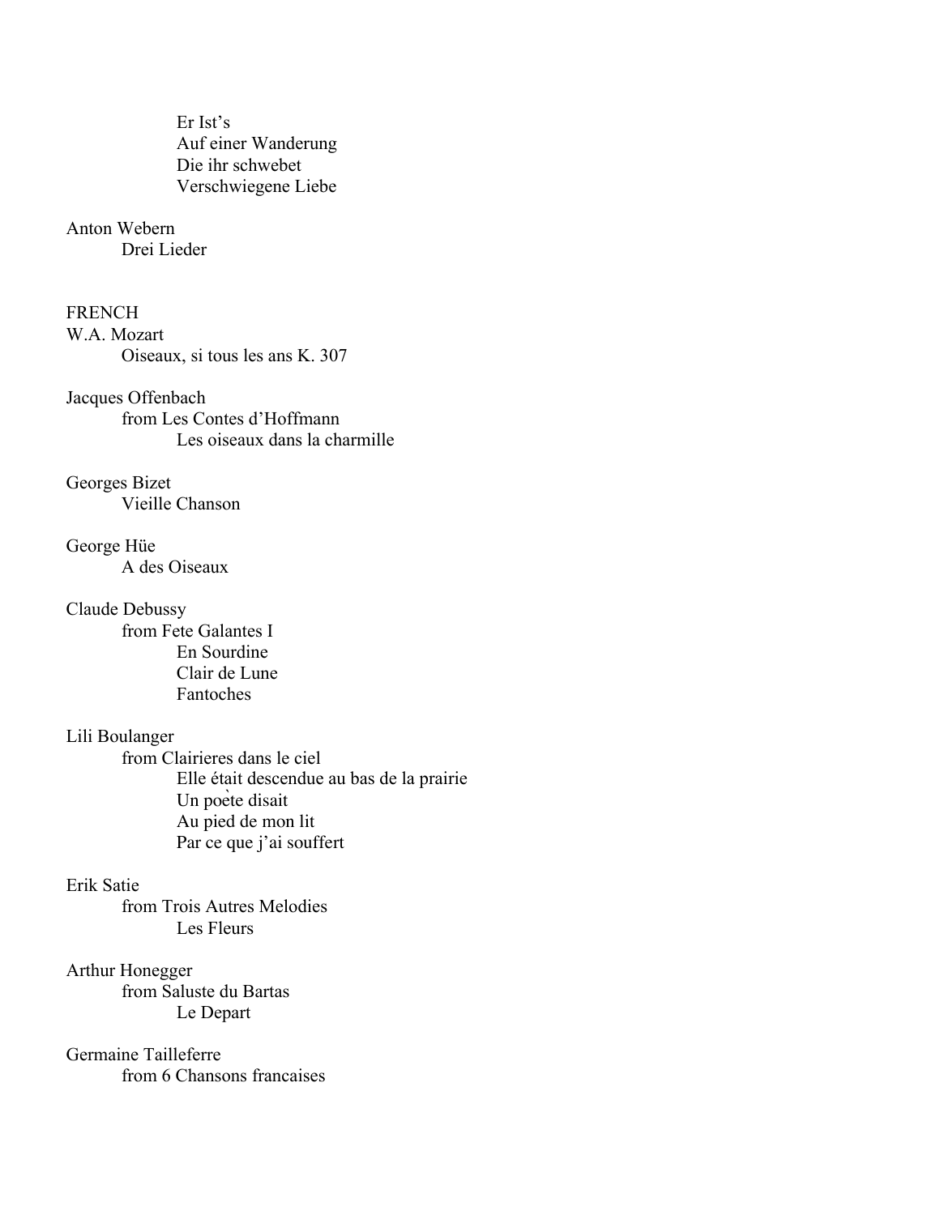Er Ist's
Auf einer Wanderung
Die ihr schwebet
Verschwiegene Liebe

Anton Webern
Drei Lieder

FRENCH

W.A. Mozart
Oiseaux, si tous les ans K. 307

Jacques Offenbach
from Les Contes d'Hoffmann
Les oiseaux dans la charmille

Georges Bizet
Vieille Chanson

George Hüe
A des Oiseaux

Claude Debussy
from Fete Galantes I
En Sourdine
Clair de Lune
Fantoches

Lili Boulanger
from Clairieres dans le ciel
Elle était descendue au bas de la prairie
Un poète disait
Au pied de mon lit
Par ce que j'ai souffert

Erik Satie
from Trois Autres Melodies
Les Fleurs

Arthur Honegger
from Saluste du Bartas
Le Depart

Germaine Tailleferre
from 6 Chansons francaises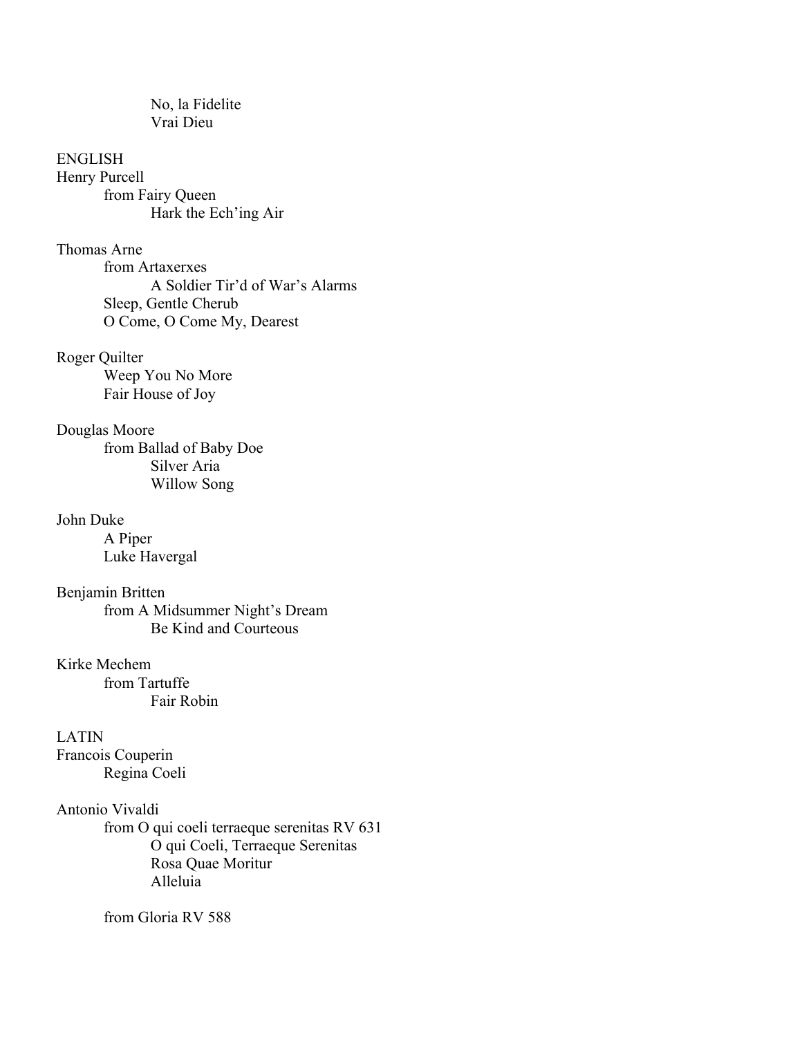No, la Fidelite
Vrai Dieu

ENGLISH

Henry Purcell
- from Fairy Queen
  - Hark the Ech'ing Air

Thomas Arne
- from Artaxerxes
  - A Soldier Tir'd of War's Alarms
- Sleep, Gentle Cherub
- O Come, O Come My, Dearest

Roger Quilter
- Weep You No More
- Fair House of Joy

Douglas Moore
- from Ballad of Baby Doe
  - Silver Aria
  - Willow Song

John Duke
- A Piper
- Luke Havergal

Benjamin Britten
- from A Midsummer Night's Dream
  - Be Kind and Courteous

Kirke Mechem
- from Tartuffe
  - Fair Robin

LATIN

Francois Couperin
- Regina Coeli

Antonio Vivaldi
- from O qui coeli terraeque serenitas RV 631
  - O qui Coeli, Terraeque Serenitas
  - Rosa Quae Moritur
  - Alleluia
- from Gloria RV 588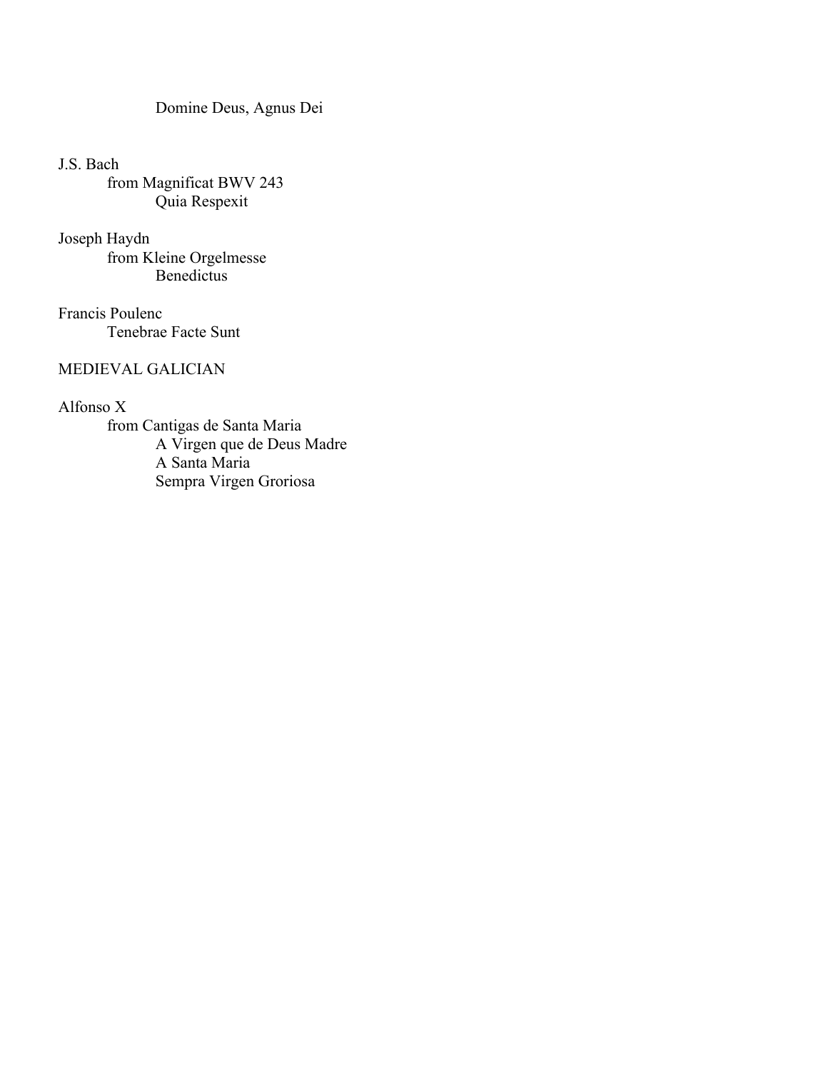Domine Deus, Agnus Dei

J.S. Bach
from Magnificat BWV 243
Quia Respexit

Joseph Haydn
from Kleine Orgelmesse
Benedictus

Francis Poulenc
Tenebrae Facte Sunt

MEDIEVAL GALICIAN

Alfonso X
from Cantigas de Santa Maria
A Virgen que de Deus Madre
A Santa Maria
Sempra Virgen Groriosa